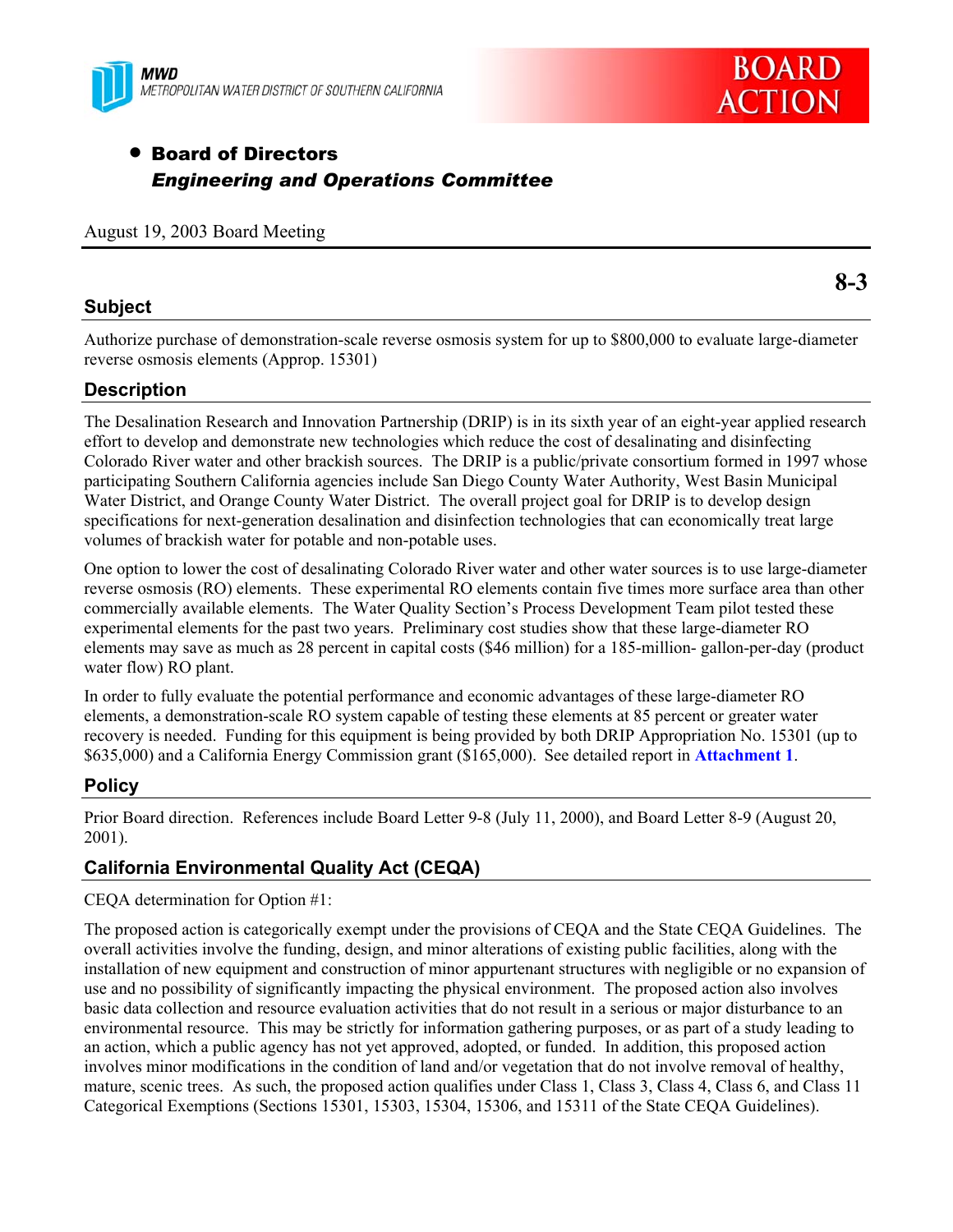MWD
METROPOLITAN WATER DISTRICT OF SOUTHERN CALIFORNIA

BOARD ACTION

- **Board of Directors**
  ***Engineering and Operations Committee***

August 19, 2003 Board Meeting

**8-3**

## Subject

Authorize purchase of demonstration-scale reverse osmosis system for up to $800,000 to evaluate large-diameter reverse osmosis elements (Approp. 15301)

## Description

The Desalination Research and Innovation Partnership (DRIP) is in its sixth year of an eight-year applied research effort to develop and demonstrate new technologies which reduce the cost of desalinating and disinfecting Colorado River water and other brackish sources. The DRIP is a public/private consortium formed in 1997 whose participating Southern California agencies include San Diego County Water Authority, West Basin Municipal Water District, and Orange County Water District. The overall project goal for DRIP is to develop design specifications for next-generation desalination and disinfection technologies that can economically treat large volumes of brackish water for potable and non-potable uses.

One option to lower the cost of desalinating Colorado River water and other water sources is to use large-diameter reverse osmosis (RO) elements. These experimental RO elements contain five times more surface area than other commercially available elements. The Water Quality Section's Process Development Team pilot tested these experimental elements for the past two years. Preliminary cost studies show that these large-diameter RO elements may save as much as 28 percent in capital costs ($46 million) for a 185-million- gallon-per-day (product water flow) RO plant.

In order to fully evaluate the potential performance and economic advantages of these large-diameter RO elements, a demonstration-scale RO system capable of testing these elements at 85 percent or greater water recovery is needed. Funding for this equipment is being provided by both DRIP Appropriation No. 15301 (up to $635,000) and a California Energy Commission grant ($165,000). See detailed report in **Attachment 1**.

## Policy

Prior Board direction. References include Board Letter 9-8 (July 11, 2000), and Board Letter 8-9 (August 20, 2001).

## California Environmental Quality Act (CEQA)

CEQA determination for Option #1:

The proposed action is categorically exempt under the provisions of CEQA and the State CEQA Guidelines. The overall activities involve the funding, design, and minor alterations of existing public facilities, along with the installation of new equipment and construction of minor appurtenant structures with negligible or no expansion of use and no possibility of significantly impacting the physical environment. The proposed action also involves basic data collection and resource evaluation activities that do not result in a serious or major disturbance to an environmental resource. This may be strictly for information gathering purposes, or as part of a study leading to an action, which a public agency has not yet approved, adopted, or funded. In addition, this proposed action involves minor modifications in the condition of land and/or vegetation that do not involve removal of healthy, mature, scenic trees. As such, the proposed action qualifies under Class 1, Class 3, Class 4, Class 6, and Class 11 Categorical Exemptions (Sections 15301, 15303, 15304, 15306, and 15311 of the State CEQA Guidelines).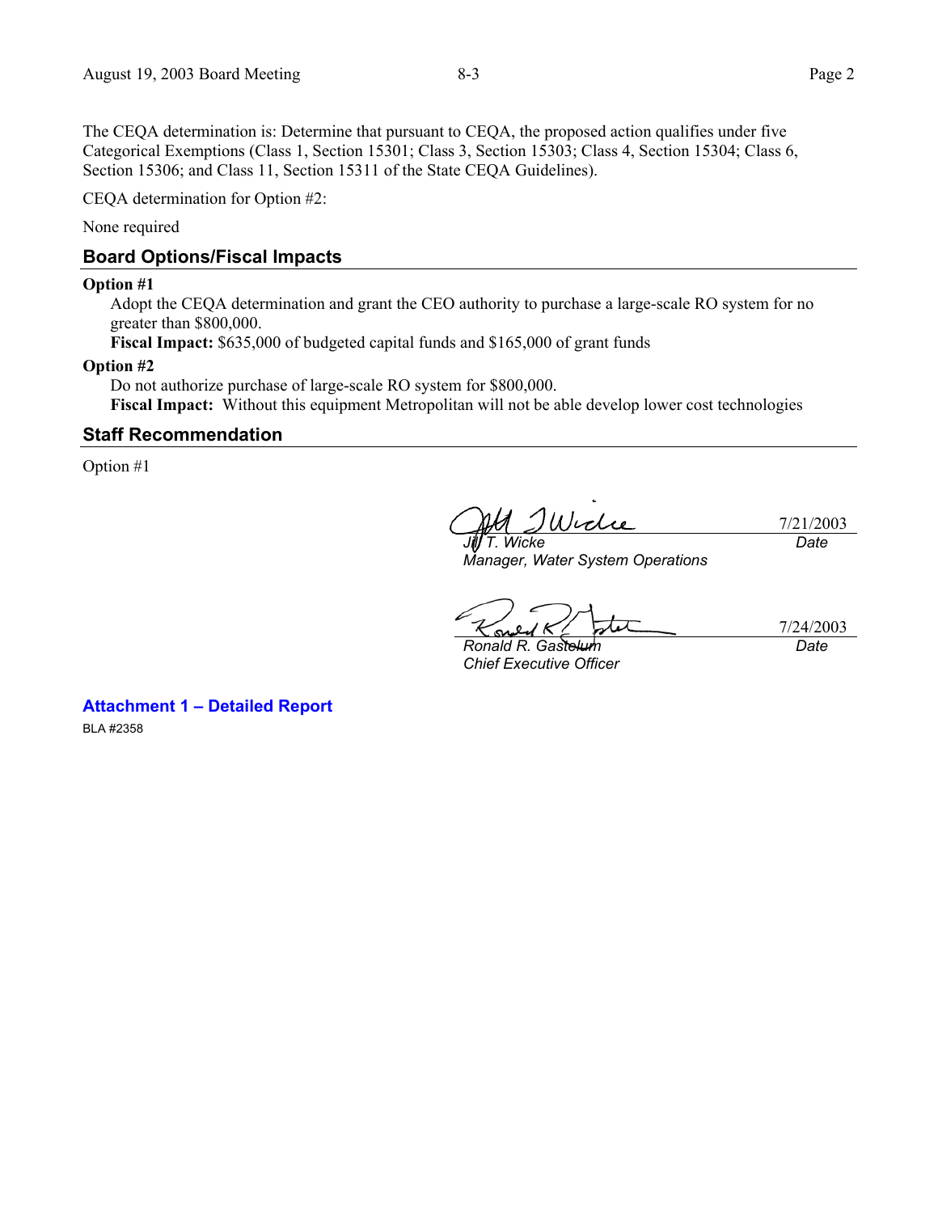The CEQA determination is: Determine that pursuant to CEQA, the proposed action qualifies under five Categorical Exemptions (Class 1, Section 15301; Class 3, Section 15303; Class 4, Section 15304; Class 6, Section 15306; and Class 11, Section 15311 of the State CEQA Guidelines).

CEQA determination for Option #2:

None required

## Board Options/Fiscal Impacts

**Option #1**

Adopt the CEQA determination and grant the CEO authority to purchase a large-scale RO system for no greater than $800,000.

**Fiscal Impact:** $635,000 of budgeted capital funds and $165,000 of grant funds

**Option #2**

Do not authorize purchase of large-scale RO system for $800,000.

**Fiscal Impact:** Without this equipment Metropolitan will not be able develop lower cost technologies

## Staff Recommendation

Option #1

*Jill T. Wicke*
*Manager, Water System Operations*
7/21/2003
*Date*

*Ronald R. Gastelum*
*Chief Executive Officer*
7/24/2003
*Date*

**Attachment 1 – Detailed Report**

BLA #2358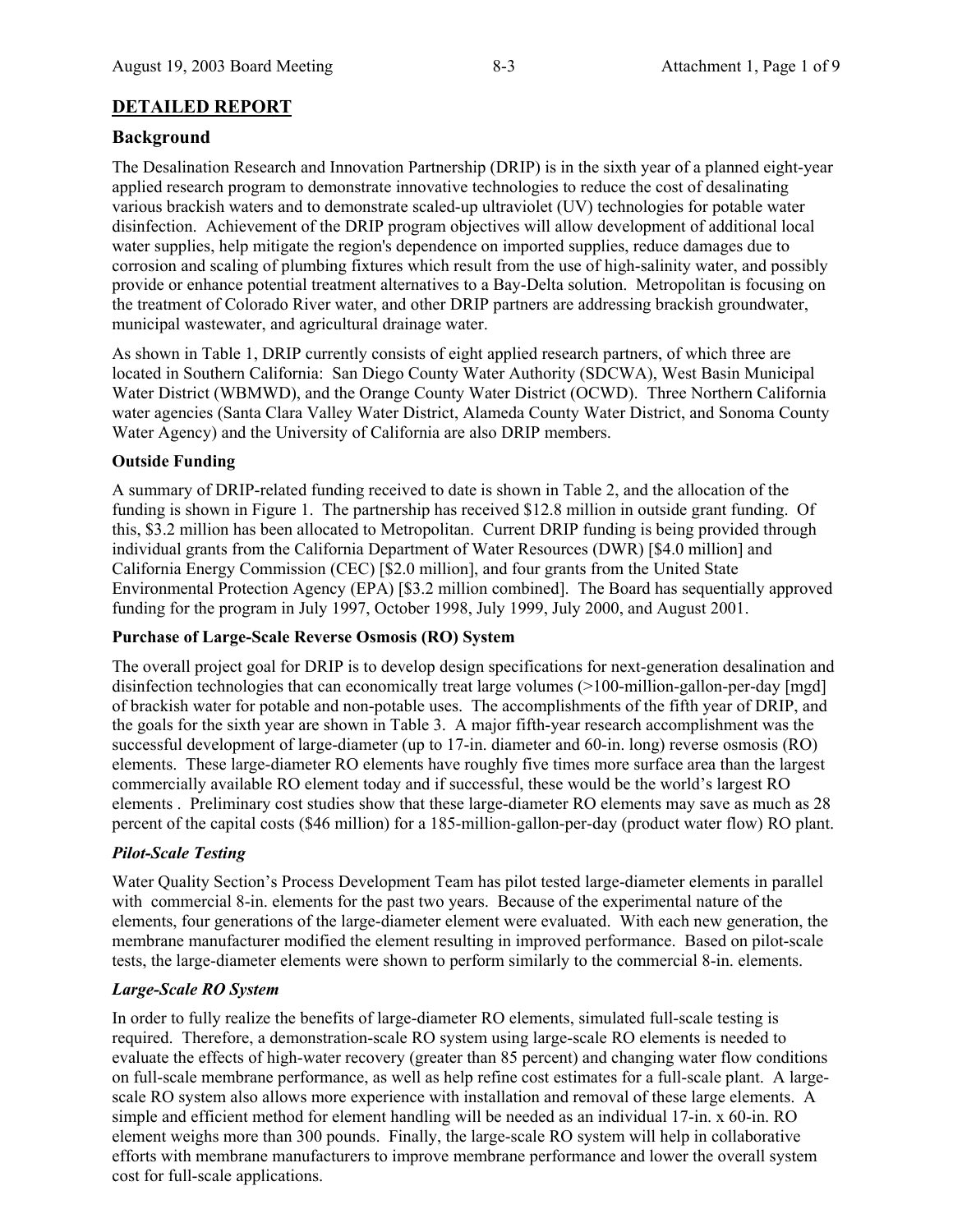## DETAILED REPORT

### Background

The Desalination Research and Innovation Partnership (DRIP) is in the sixth year of a planned eight-year applied research program to demonstrate innovative technologies to reduce the cost of desalinating various brackish waters and to demonstrate scaled-up ultraviolet (UV) technologies for potable water disinfection. Achievement of the DRIP program objectives will allow development of additional local water supplies, help mitigate the region's dependence on imported supplies, reduce damages due to corrosion and scaling of plumbing fixtures which result from the use of high-salinity water, and possibly provide or enhance potential treatment alternatives to a Bay-Delta solution. Metropolitan is focusing on the treatment of Colorado River water, and other DRIP partners are addressing brackish groundwater, municipal wastewater, and agricultural drainage water.

As shown in Table 1, DRIP currently consists of eight applied research partners, of which three are located in Southern California: San Diego County Water Authority (SDCWA), West Basin Municipal Water District (WBMWD), and the Orange County Water District (OCWD). Three Northern California water agencies (Santa Clara Valley Water District, Alameda County Water District, and Sonoma County Water Agency) and the University of California are also DRIP members.

#### Outside Funding

A summary of DRIP-related funding received to date is shown in Table 2, and the allocation of the funding is shown in Figure 1. The partnership has received $12.8 million in outside grant funding. Of this, $3.2 million has been allocated to Metropolitan. Current DRIP funding is being provided through individual grants from the California Department of Water Resources (DWR) [$4.0 million] and California Energy Commission (CEC) [$2.0 million], and four grants from the United State Environmental Protection Agency (EPA) [$3.2 million combined]. The Board has sequentially approved funding for the program in July 1997, October 1998, July 1999, July 2000, and August 2001.

#### Purchase of Large-Scale Reverse Osmosis (RO) System

The overall project goal for DRIP is to develop design specifications for next-generation desalination and disinfection technologies that can economically treat large volumes (>100-million-gallon-per-day [mgd] of brackish water for potable and non-potable uses. The accomplishments of the fifth year of DRIP, and the goals for the sixth year are shown in Table 3. A major fifth-year research accomplishment was the successful development of large-diameter (up to 17-in. diameter and 60-in. long) reverse osmosis (RO) elements. These large-diameter RO elements have roughly five times more surface area than the largest commercially available RO element today and if successful, these would be the world's largest RO elements . Preliminary cost studies show that these large-diameter RO elements may save as much as 28 percent of the capital costs ($46 million) for a 185-million-gallon-per-day (product water flow) RO plant.

#### *Pilot-Scale Testing*

Water Quality Section's Process Development Team has pilot tested large-diameter elements in parallel with commercial 8-in. elements for the past two years. Because of the experimental nature of the elements, four generations of the large-diameter element were evaluated. With each new generation, the membrane manufacturer modified the element resulting in improved performance. Based on pilot-scale tests, the large-diameter elements were shown to perform similarly to the commercial 8-in. elements.

#### *Large-Scale RO System*

In order to fully realize the benefits of large-diameter RO elements, simulated full-scale testing is required. Therefore, a demonstration-scale RO system using large-scale RO elements is needed to evaluate the effects of high-water recovery (greater than 85 percent) and changing water flow conditions on full-scale membrane performance, as well as help refine cost estimates for a full-scale plant. A large-scale RO system also allows more experience with installation and removal of these large elements. A simple and efficient method for element handling will be needed as an individual 17-in. x 60-in. RO element weighs more than 300 pounds. Finally, the large-scale RO system will help in collaborative efforts with membrane manufacturers to improve membrane performance and lower the overall system cost for full-scale applications.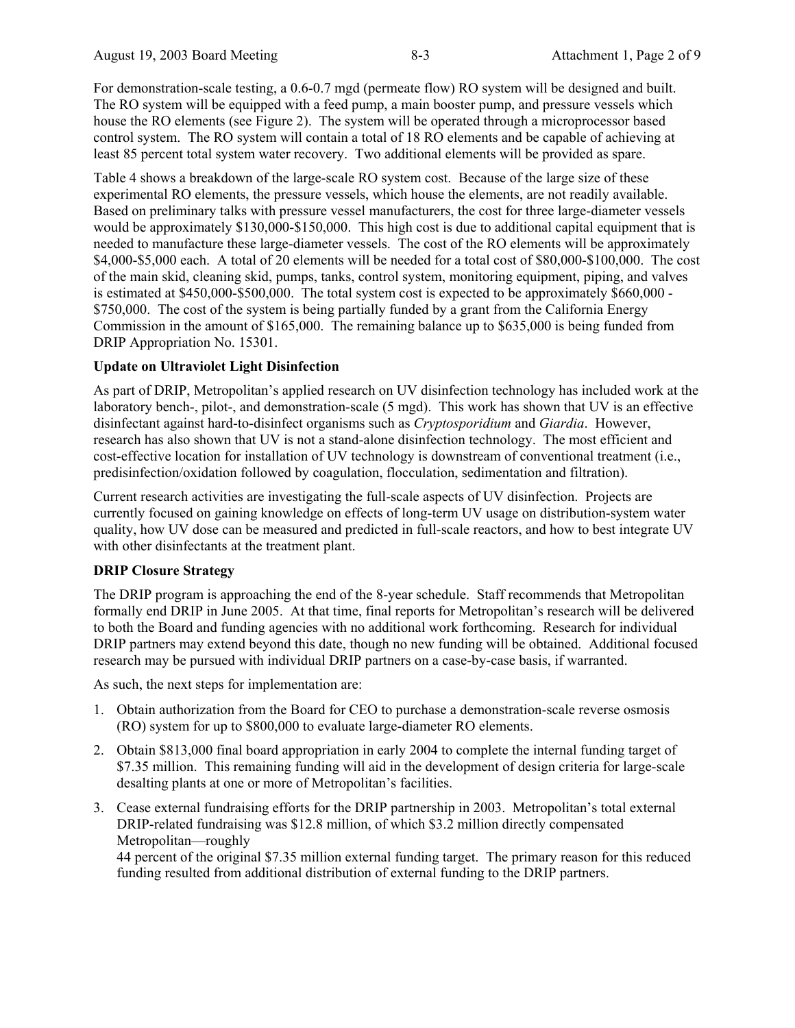For demonstration-scale testing, a 0.6-0.7 mgd (permeate flow) RO system will be designed and built. The RO system will be equipped with a feed pump, a main booster pump, and pressure vessels which house the RO elements (see Figure 2). The system will be operated through a microprocessor based control system. The RO system will contain a total of 18 RO elements and be capable of achieving at least 85 percent total system water recovery. Two additional elements will be provided as spare.

Table 4 shows a breakdown of the large-scale RO system cost. Because of the large size of these experimental RO elements, the pressure vessels, which house the elements, are not readily available. Based on preliminary talks with pressure vessel manufacturers, the cost for three large-diameter vessels would be approximately $130,000-$150,000. This high cost is due to additional capital equipment that is needed to manufacture these large-diameter vessels. The cost of the RO elements will be approximately $4,000-$5,000 each. A total of 20 elements will be needed for a total cost of $80,000-$100,000. The cost of the main skid, cleaning skid, pumps, tanks, control system, monitoring equipment, piping, and valves is estimated at $450,000-$500,000. The total system cost is expected to be approximately $660,000 - $750,000. The cost of the system is being partially funded by a grant from the California Energy Commission in the amount of $165,000. The remaining balance up to $635,000 is being funded from DRIP Appropriation No. 15301.

**Update on Ultraviolet Light Disinfection**

As part of DRIP, Metropolitan's applied research on UV disinfection technology has included work at the laboratory bench-, pilot-, and demonstration-scale (5 mgd). This work has shown that UV is an effective disinfectant against hard-to-disinfect organisms such as *Cryptosporidium* and *Giardia*. However, research has also shown that UV is not a stand-alone disinfection technology. The most efficient and cost-effective location for installation of UV technology is downstream of conventional treatment (i.e., predisinfection/oxidation followed by coagulation, flocculation, sedimentation and filtration).

Current research activities are investigating the full-scale aspects of UV disinfection. Projects are currently focused on gaining knowledge on effects of long-term UV usage on distribution-system water quality, how UV dose can be measured and predicted in full-scale reactors, and how to best integrate UV with other disinfectants at the treatment plant.

**DRIP Closure Strategy**

The DRIP program is approaching the end of the 8-year schedule. Staff recommends that Metropolitan formally end DRIP in June 2005. At that time, final reports for Metropolitan's research will be delivered to both the Board and funding agencies with no additional work forthcoming. Research for individual DRIP partners may extend beyond this date, though no new funding will be obtained. Additional focused research may be pursued with individual DRIP partners on a case-by-case basis, if warranted.

As such, the next steps for implementation are:

1. Obtain authorization from the Board for CEO to purchase a demonstration-scale reverse osmosis (RO) system for up to $800,000 to evaluate large-diameter RO elements.
2. Obtain $813,000 final board appropriation in early 2004 to complete the internal funding target of $7.35 million. This remaining funding will aid in the development of design criteria for large-scale desalting plants at one or more of Metropolitan's facilities.
3. Cease external fundraising efforts for the DRIP partnership in 2003. Metropolitan's total external DRIP-related fundraising was $12.8 million, of which $3.2 million directly compensated Metropolitan—roughly 44 percent of the original $7.35 million external funding target. The primary reason for this reduced funding resulted from additional distribution of external funding to the DRIP partners.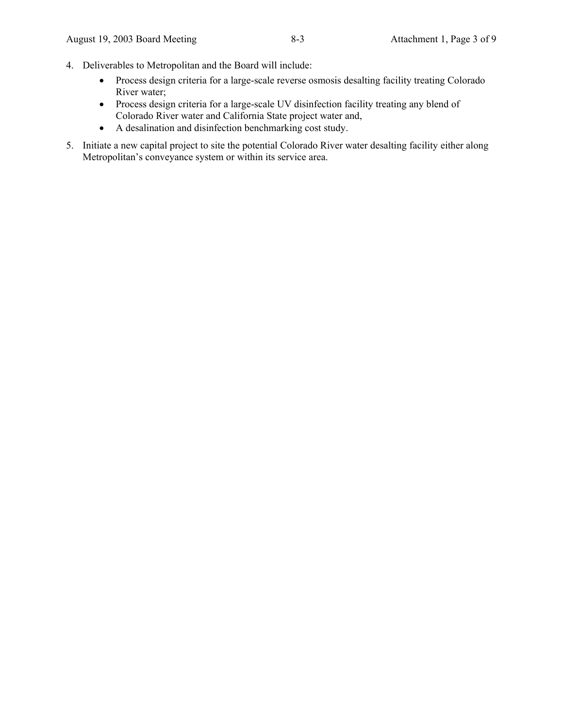4. Deliverables to Metropolitan and the Board will include:
    - Process design criteria for a large-scale reverse osmosis desalting facility treating Colorado River water;
    - Process design criteria for a large-scale UV disinfection facility treating any blend of Colorado River water and California State project water and,
    - A desalination and disinfection benchmarking cost study.
5. Initiate a new capital project to site the potential Colorado River water desalting facility either along Metropolitan's conveyance system or within its service area.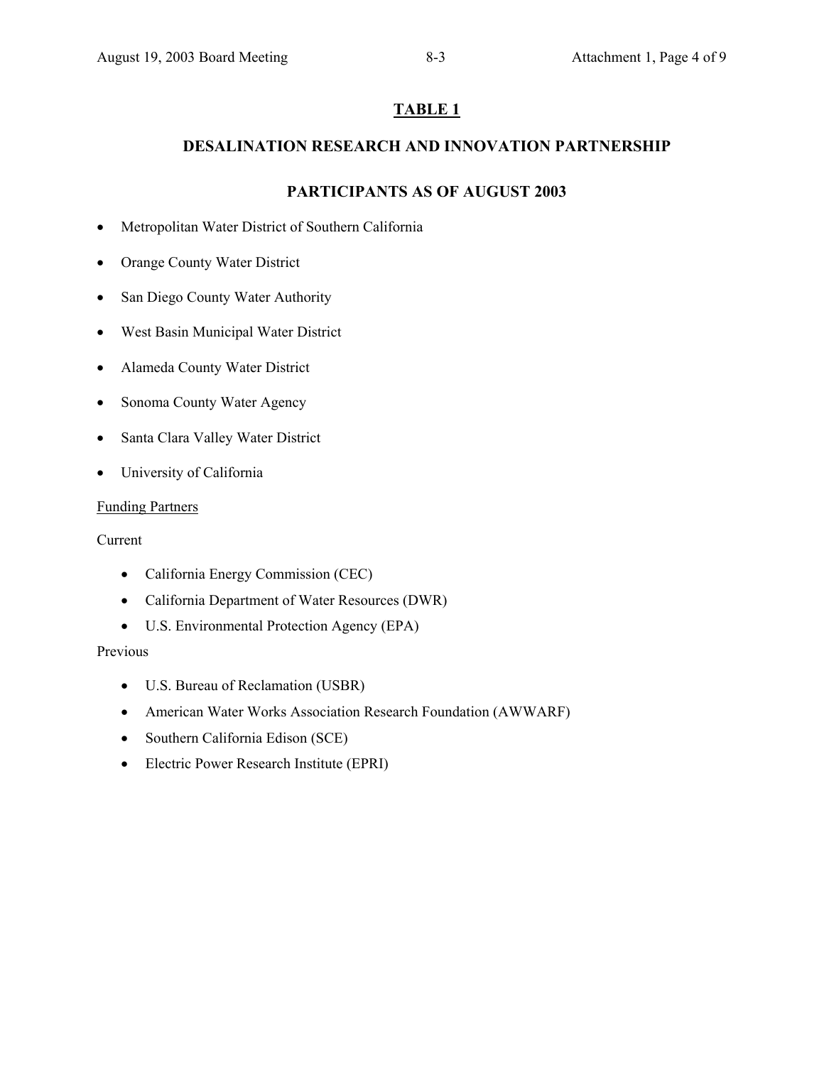## TABLE 1

## DESALINATION RESEARCH AND INNOVATION PARTNERSHIP

## PARTICIPANTS AS OF AUGUST 2003

- Metropolitan Water District of Southern California
- Orange County Water District
- San Diego County Water Authority
- West Basin Municipal Water District
- Alameda County Water District
- Sonoma County Water Agency
- Santa Clara Valley Water District
- University of California

Funding Partners

Current

- California Energy Commission (CEC)
- California Department of Water Resources (DWR)
- U.S. Environmental Protection Agency (EPA)

Previous

- U.S. Bureau of Reclamation (USBR)
- American Water Works Association Research Foundation (AWWARF)
- Southern California Edison (SCE)
- Electric Power Research Institute (EPRI)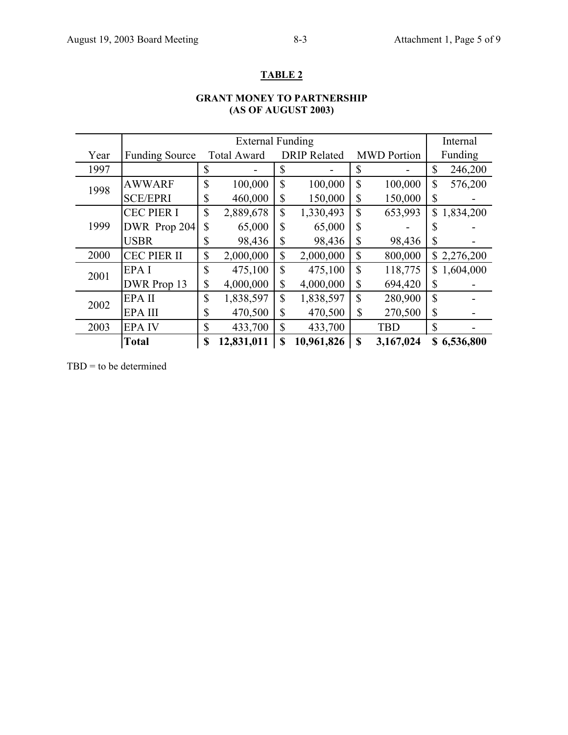## TABLE 2

**GRANT MONEY TO PARTNERSHIP (AS OF AUGUST 2003)**

| | External Funding | | | | Internal |
|---|---|---|---|---|---|
| Year | Funding Source | Total Award | DRIP Related | MWD Portion | Funding |
| 1997 | | $ - | $ - | $ - | $ 246,200 |
| 1998 | AWWARF | $ 100,000 | $ 100,000 | $ 100,000 | $ 576,200 |
| | SCE/EPRI | $ 460,000 | $ 150,000 | $ 150,000 | $ - |
| 1999 | CEC PIER I | $ 2,889,678 | $ 1,330,493 | $ 653,993 | $ 1,834,200 |
| | DWR Prop 204 | $ 65,000 | $ 65,000 | $ - | $ - |
| | USBR | $ 98,436 | $ 98,436 | $ 98,436 | $ - |
| 2000 | CEC PIER II | $ 2,000,000 | $ 2,000,000 | $ 800,000 | $ 2,276,200 |
| 2001 | EPA I | $ 475,100 | $ 475,100 | $ 118,775 | $ 1,604,000 |
| | DWR Prop 13 | $ 4,000,000 | $ 4,000,000 | $ 694,420 | $ - |
| 2002 | EPA II | $ 1,838,597 | $ 1,838,597 | $ 280,900 | $ - |
| | EPA III | $ 470,500 | $ 470,500 | $ 270,500 | $ - |
| 2003 | EPA IV | $ 433,700 | $ 433,700 | TBD | $ - |
| | **Total** | **$ 12,831,011** | **$ 10,961,826** | **$ 3,167,024** | **$ 6,536,800** |

TBD = to be determined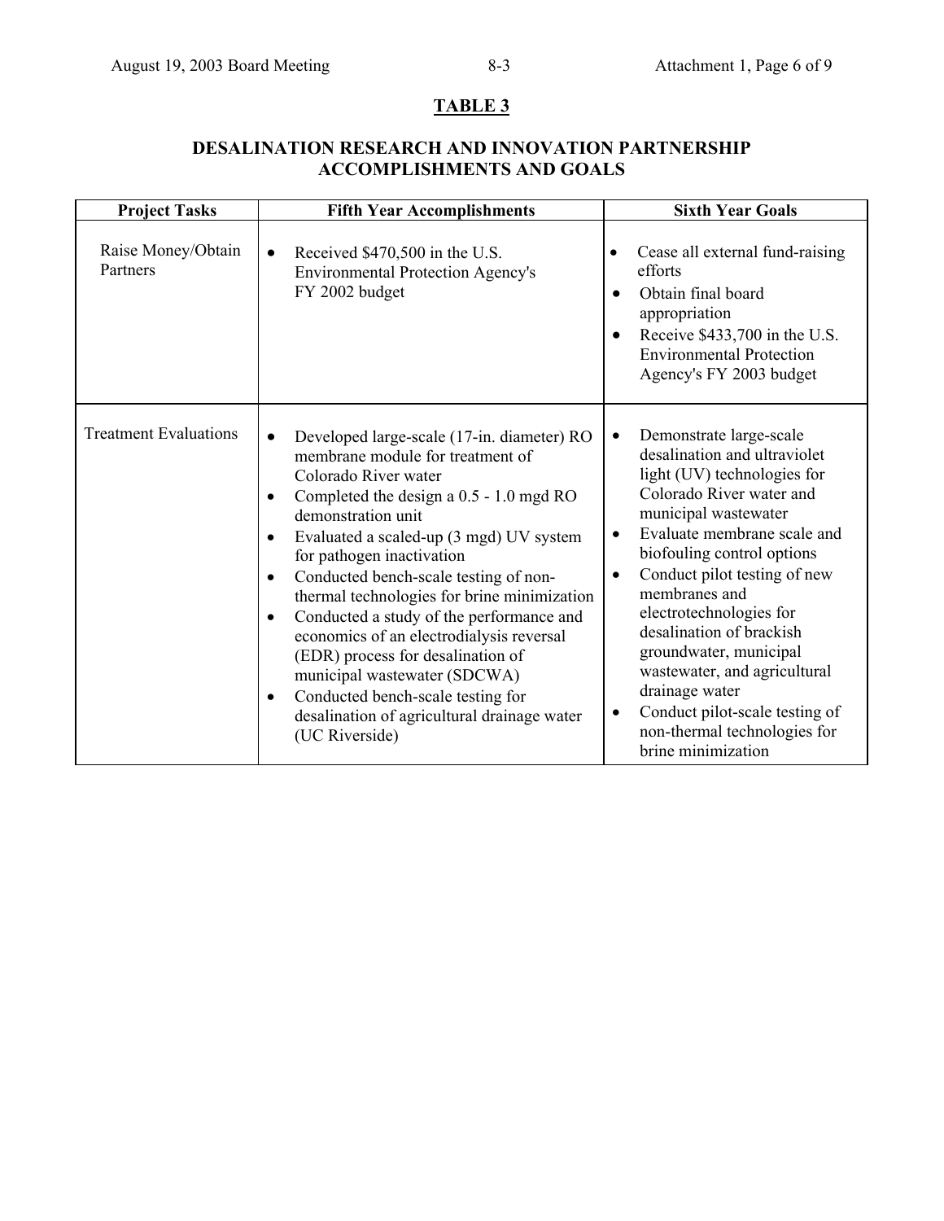## TABLE 3

### DESALINATION RESEARCH AND INNOVATION PARTNERSHIP ACCOMPLISHMENTS AND GOALS

| Project Tasks | Fifth Year Accomplishments | Sixth Year Goals |
|---|---|---|
| Raise Money/Obtain Partners | • Received \$470,500 in the U.S. Environmental Protection Agency's FY 2002 budget | • Cease all external fund-raising efforts<br>• Obtain final board appropriation<br>• Receive \$433,700 in the U.S. Environmental Protection Agency's FY 2003 budget |
| Treatment Evaluations | • Developed large-scale (17-in. diameter) RO membrane module for treatment of Colorado River water<br>• Completed the design a 0.5 - 1.0 mgd RO demonstration unit<br>• Evaluated a scaled-up (3 mgd) UV system for pathogen inactivation<br>• Conducted bench-scale testing of non-thermal technologies for brine minimization<br>• Conducted a study of the performance and economics of an electrodialysis reversal (EDR) process for desalination of municipal wastewater (SDCWA)<br>• Conducted bench-scale testing for desalination of agricultural drainage water (UC Riverside) | • Demonstrate large-scale desalination and ultraviolet light (UV) technologies for Colorado River water and municipal wastewater<br>• Evaluate membrane scale and biofouling control options<br>• Conduct pilot testing of new membranes and electrotechnologies for desalination of brackish groundwater, municipal wastewater, and agricultural drainage water<br>• Conduct pilot-scale testing of non-thermal technologies for brine minimization |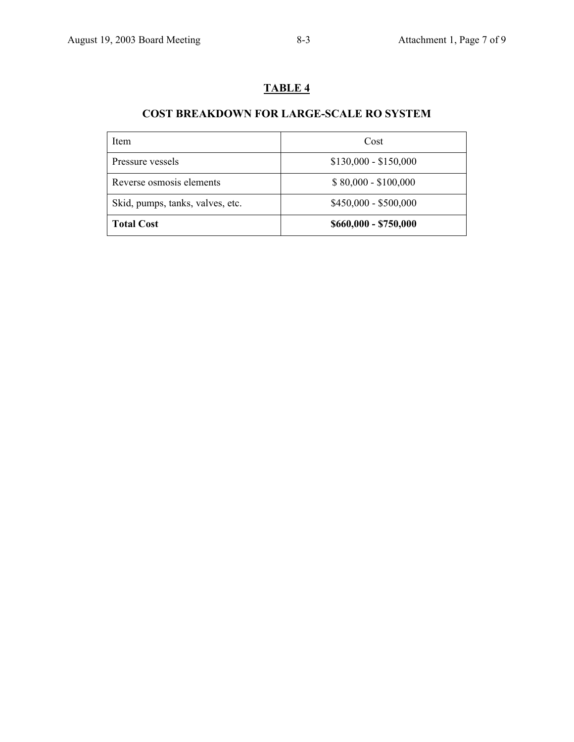## TABLE 4

### COST BREAKDOWN FOR LARGE-SCALE RO SYSTEM

| Item | Cost |
|---|---|
| Pressure vessels | $130,000 - $150,000 |
| Reverse osmosis elements | $ 80,000 - $100,000 |
| Skid, pumps, tanks, valves, etc. | $450,000 - $500,000 |
| **Total Cost** | **$660,000 - $750,000** |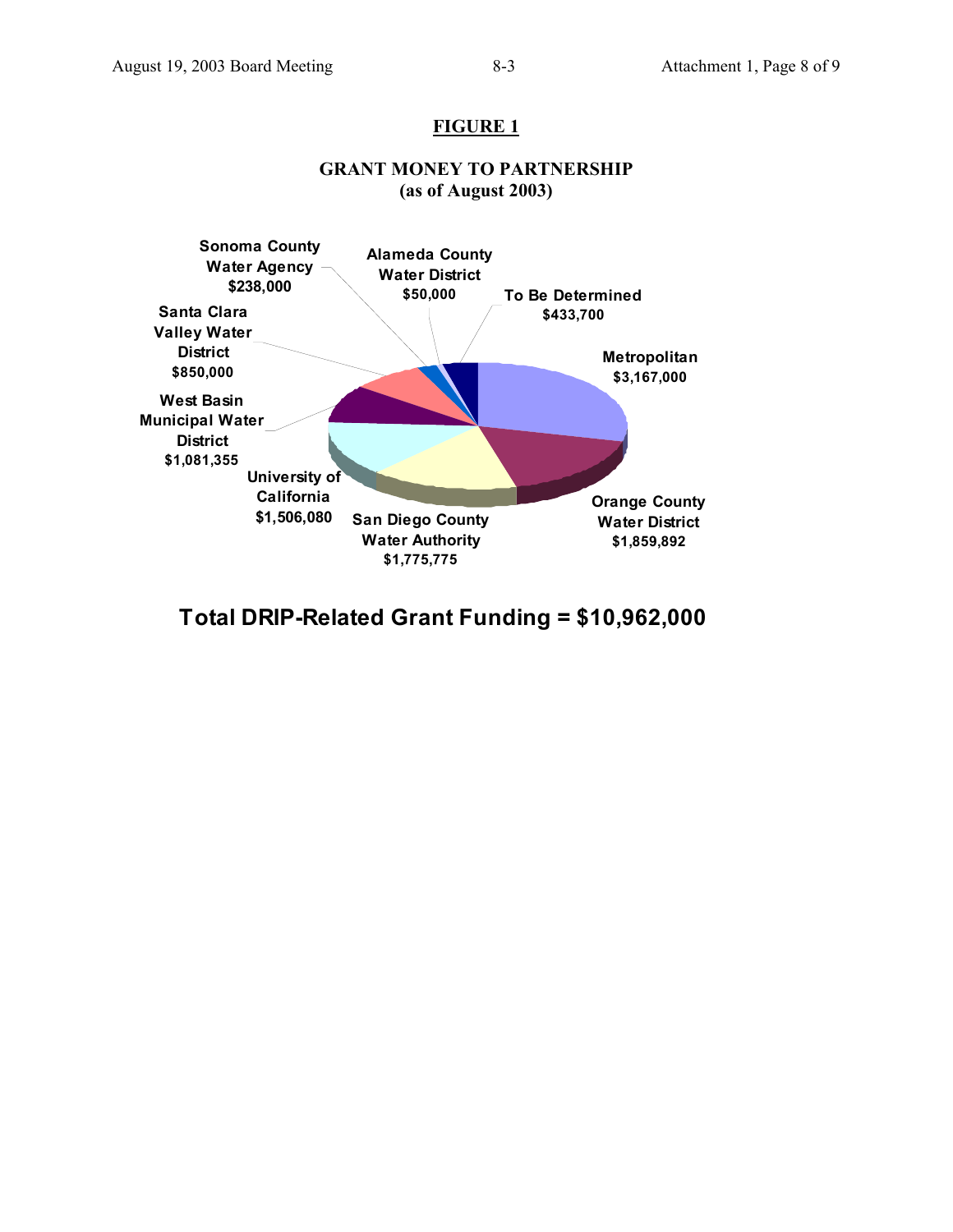**FIGURE 1**

**GRANT MONEY TO PARTNERSHIP**
**(as of August 2003)**

| Recipient | Amount |
|---|---|
| Metropolitan | $3,167,000 |
| Orange County Water District | $1,859,892 |
| San Diego County Water Authority | $1,775,775 |
| University of California | $1,506,080 |
| West Basin Municipal Water District | $1,081,355 |
| Santa Clara Valley Water District | $850,000 |
| Sonoma County Water Agency | $238,000 |
| Alameda County Water District | $50,000 |
| To Be Determined | $433,700 |

**Total DRIP-Related Grant Funding = $10,962,000**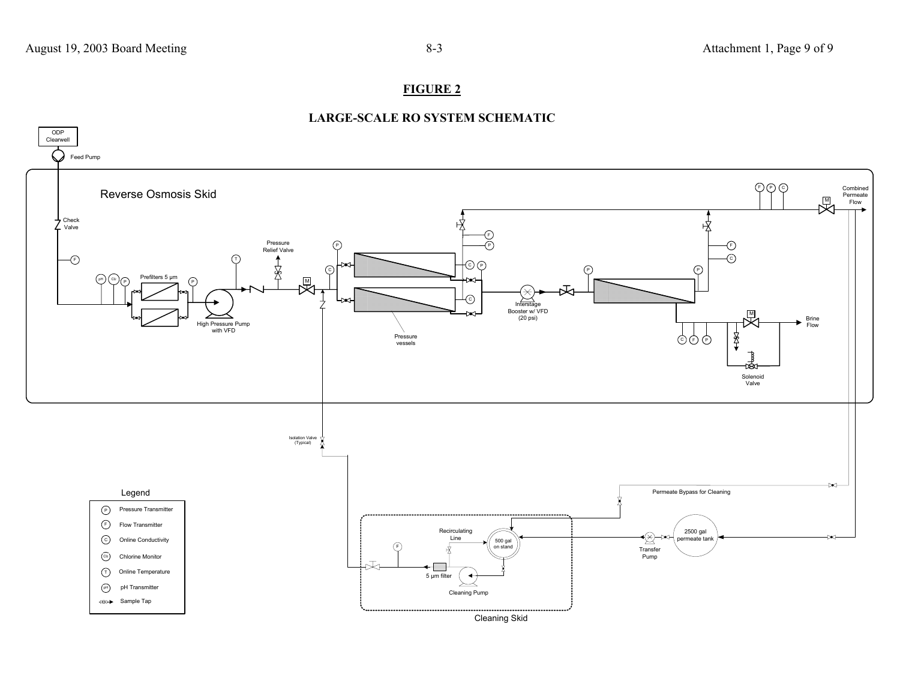## FIGURE 2

## LARGE-SCALE RO SYSTEM SCHEMATIC

ODP Clearwell

Feed Pump

Reverse Osmosis Skid

Check Valve

F

pH Cl2 P

Prefilters 5 μm

P

High Pressure Pump with VFD

T

Pressure Relief Valve

M

C

P

Pressure vessels

C P

C

F

P

Interstage Booster w/ VFD (20 psi)

P

P

F

C

F P C

Combined Permeate Flow

M

C F P

M

Brine Flow

Solenoid Valve

Isolation Valve (Typical)

Permeate Bypass for Cleaning

Recirculating Line

500 gal on stand

F

5 μm filter

Cleaning Pump

Cleaning Skid

Transfer Pump

2500 gal permeate tank

Legend

P Pressure Transmitter

F Flow Transmitter

C Online Conductivity

Cl2 Chlorine Monitor

T Online Temperature

pH pH Transmitter

Sample Tap